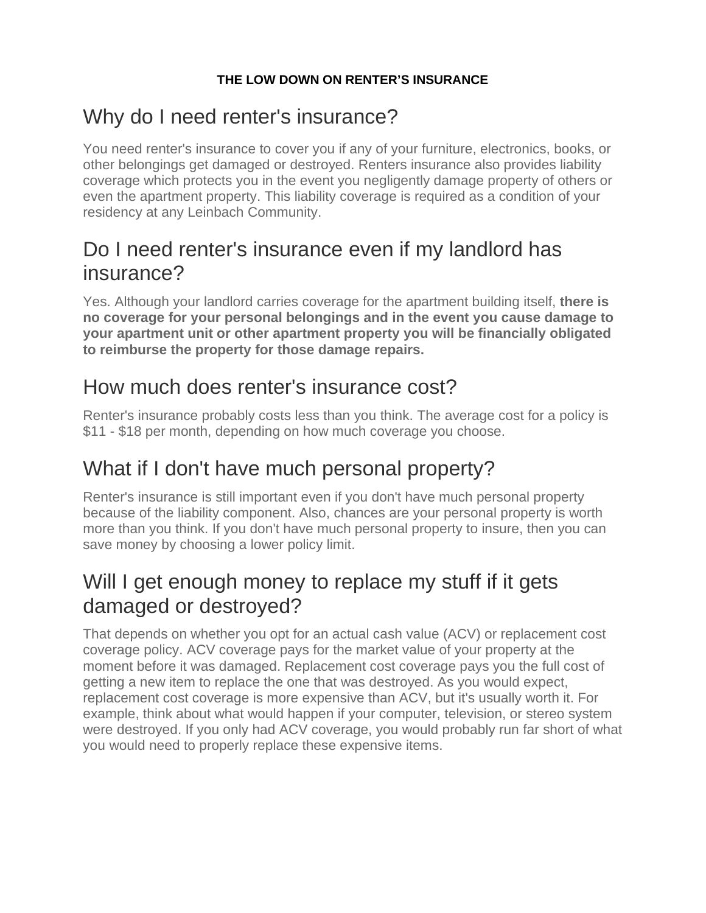**THE LOW DOWN ON RENTER'S INSURANCE**

# Why do I need renter's insurance?

You need renter's insurance to cover you if any of your furniture, electronics, books, or other belongings get damaged or destroyed. Renters insurance also provides liability coverage which protects you in the event you negligently damage property of others or even the apartment property. This liability coverage is required as a condition of your residency at any Leinbach Community.

# Do I need renter's insurance even if my landlord has insurance?

Yes. Although your landlord carries coverage for the apartment building itself, **there is no coverage for your personal belongings and in the event you cause damage to your apartment unit or other apartment property you will be financially obligated to reimburse the property for those damage repairs.**

# How much does renter's insurance cost?

Renter's insurance probably costs less than you think. The average cost for a policy is $11 - $18 per month, depending on how much coverage you choose.

# What if I don't have much personal property?

Renter's insurance is still important even if you don't have much personal property because of the liability component. Also, chances are your personal property is worth more than you think. If you don't have much personal property to insure, then you can save money by choosing a lower policy limit.

# Will I get enough money to replace my stuff if it gets damaged or destroyed?

That depends on whether you opt for an actual cash value (ACV) or replacement cost coverage policy. ACV coverage pays for the market value of your property at the moment before it was damaged. Replacement cost coverage pays you the full cost of getting a new item to replace the one that was destroyed. As you would expect, replacement cost coverage is more expensive than ACV, but it's usually worth it. For example, think about what would happen if your computer, television, or stereo system were destroyed. If you only had ACV coverage, you would probably run far short of what you would need to properly replace these expensive items.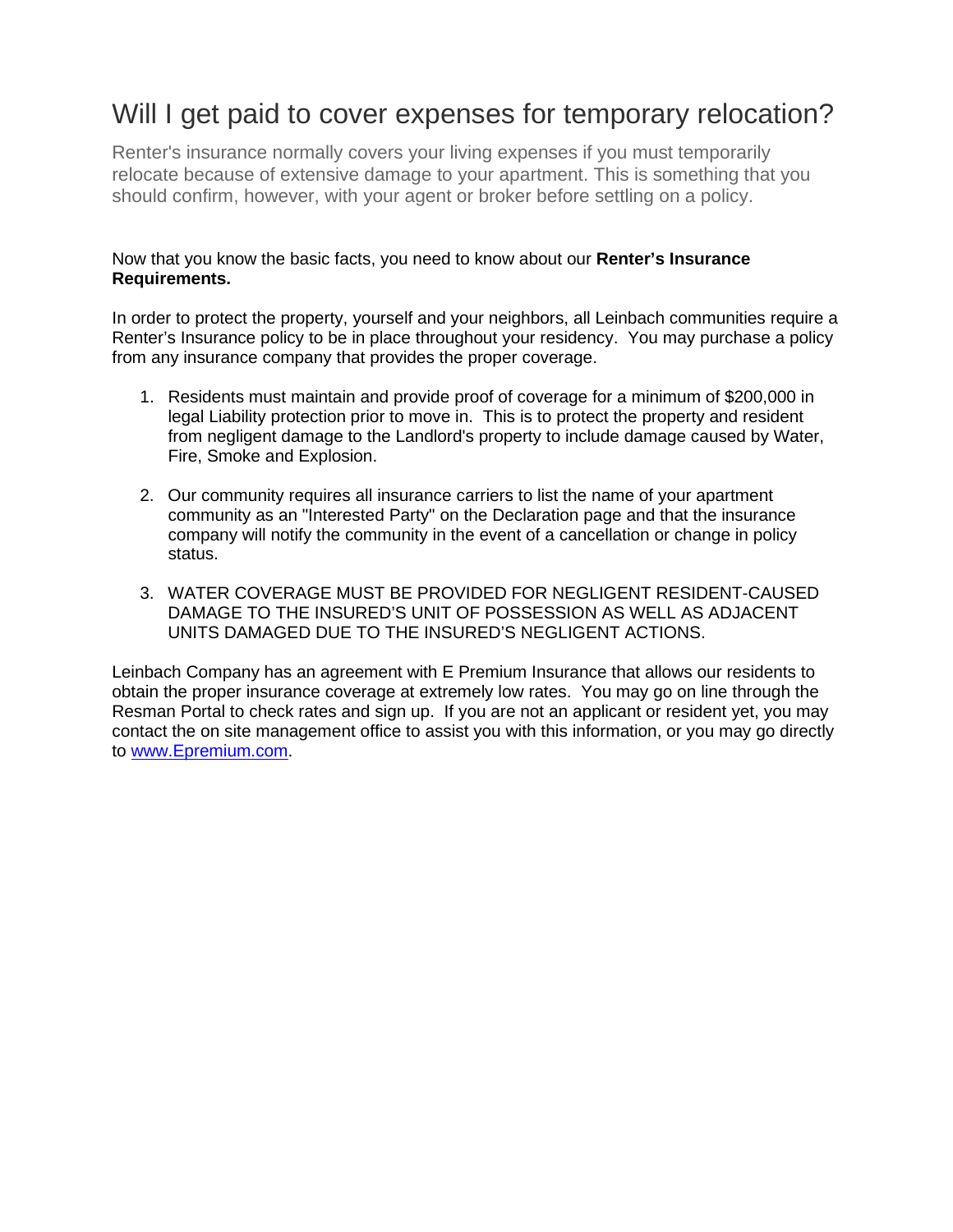## Will I get paid to cover expenses for temporary relocation?

Renter's insurance normally covers your living expenses if you must temporarily relocate because of extensive damage to your apartment. This is something that you should confirm, however, with your agent or broker before settling on a policy.

Now that you know the basic facts, you need to know about our **Renter's Insurance Requirements.**

In order to protect the property, yourself and your neighbors, all Leinbach communities require a Renter's Insurance policy to be in place throughout your residency. You may purchase a policy from any insurance company that provides the proper coverage.

1. Residents must maintain and provide proof of coverage for a minimum of $200,000 in legal Liability protection prior to move in. This is to protect the property and resident from negligent damage to the Landlord's property to include damage caused by Water, Fire, Smoke and Explosion.

2. Our community requires all insurance carriers to list the name of your apartment community as an "Interested Party" on the Declaration page and that the insurance company will notify the community in the event of a cancellation or change in policy status.

3. WATER COVERAGE MUST BE PROVIDED FOR NEGLIGENT RESIDENT-CAUSED DAMAGE TO THE INSURED'S UNIT OF POSSESSION AS WELL AS ADJACENT UNITS DAMAGED DUE TO THE INSURED'S NEGLIGENT ACTIONS.

Leinbach Company has an agreement with E Premium Insurance that allows our residents to obtain the proper insurance coverage at extremely low rates. You may go on line through the Resman Portal to check rates and sign up. If you are not an applicant or resident yet, you may contact the on site management office to assist you with this information, or you may go directly to [www.Epremium.com](http://www.Epremium.com).